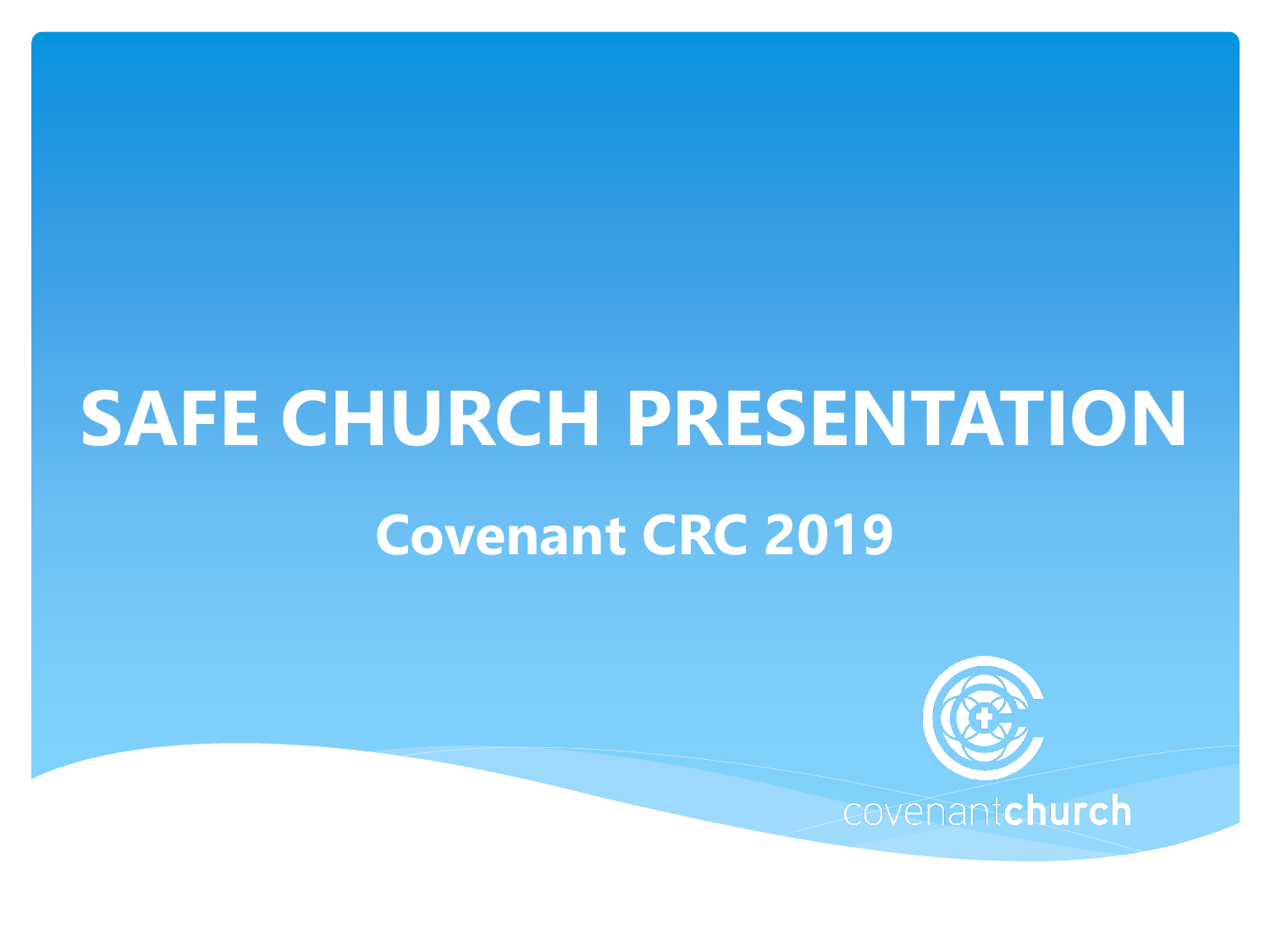# SAFE CHURCH PRESENTATION

## Covenant CRC 2019

covenantchurch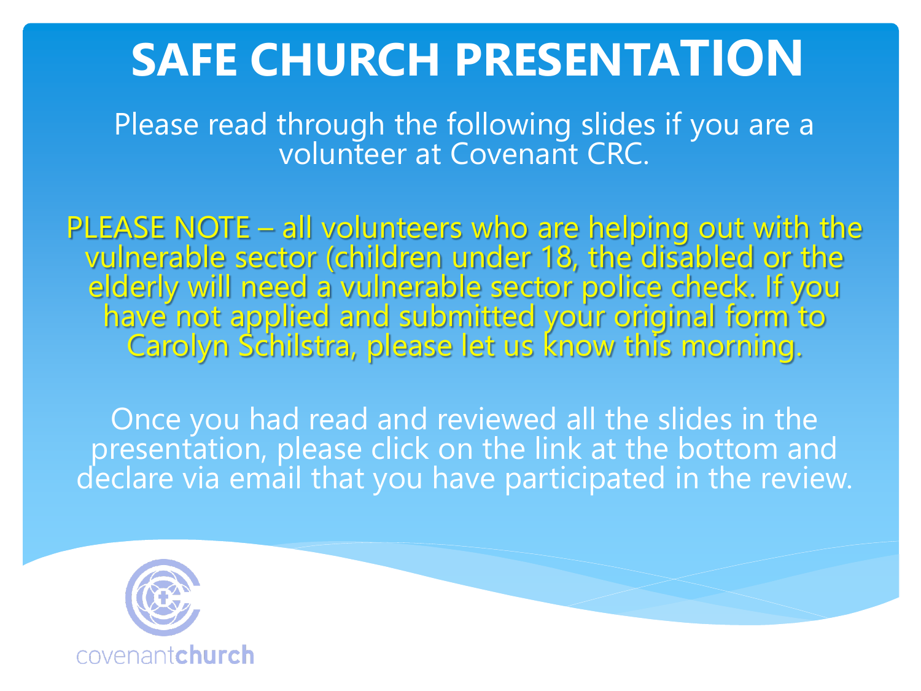# SAFE CHURCH PRESENTATION

Please read through the following slides if you are a volunteer at Covenant CRC.

PLEASE NOTE – all volunteers who are helping out with the vulnerable sector (children under 18, the disabled or the elderly will need a vulnerable sector police check. If you have not applied and submitted your original form to Carolyn Schilstra, please let us know this morning.

Once you had read and reviewed all the slides in the presentation, please click on the link at the bottom and declare via email that you have participated in the review.

covenantchurch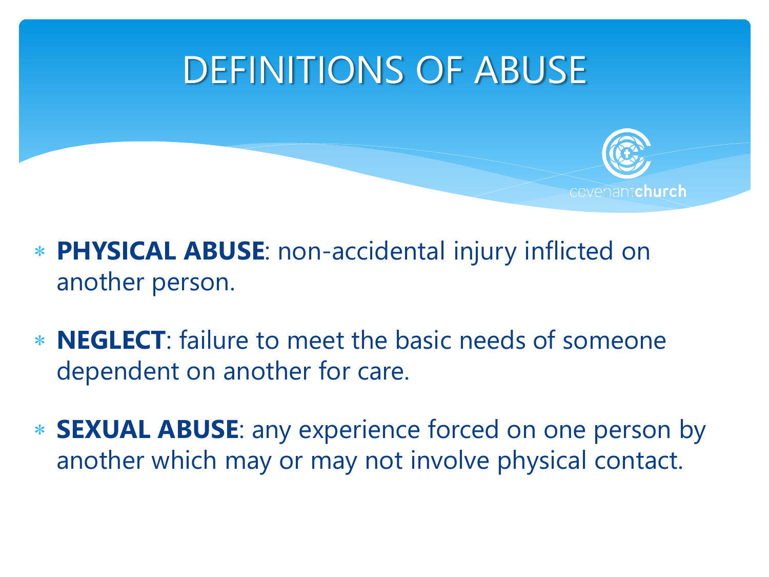# DEFINITIONS OF ABUSE

covenantchurch

- **PHYSICAL ABUSE**: non-accidental injury inflicted on another person.
- **NEGLECT**: failure to meet the basic needs of someone dependent on another for care.
- **SEXUAL ABUSE**: any experience forced on one person by another which may or may not involve physical contact.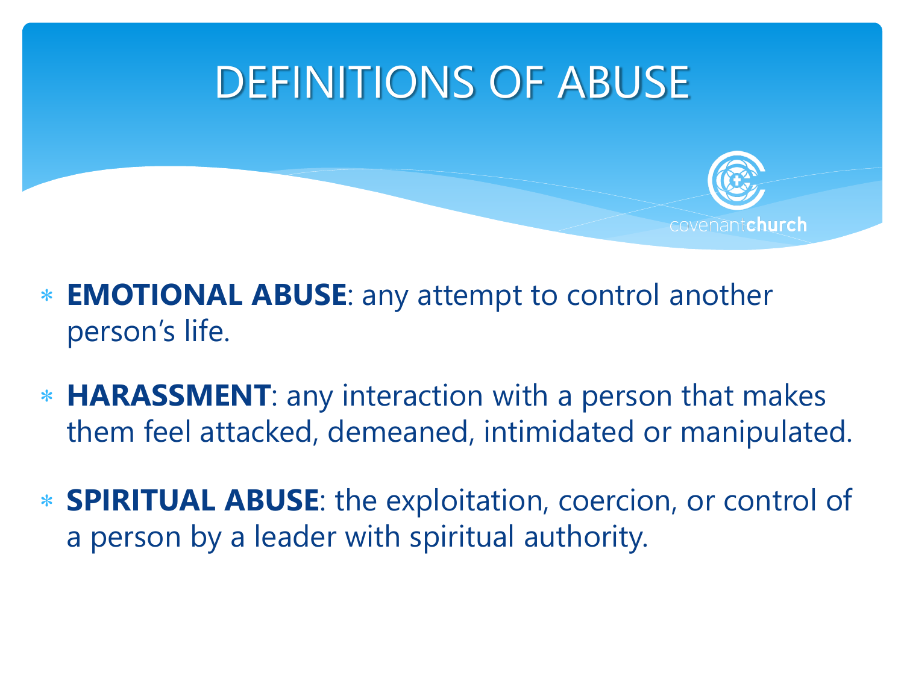# DEFINITIONS OF ABUSE

covenantchurch

- **EMOTIONAL ABUSE**: any attempt to control another person's life.
- **HARASSMENT**: any interaction with a person that makes them feel attacked, demeaned, intimidated or manipulated.
- **SPIRITUAL ABUSE**: the exploitation, coercion, or control of a person by a leader with spiritual authority.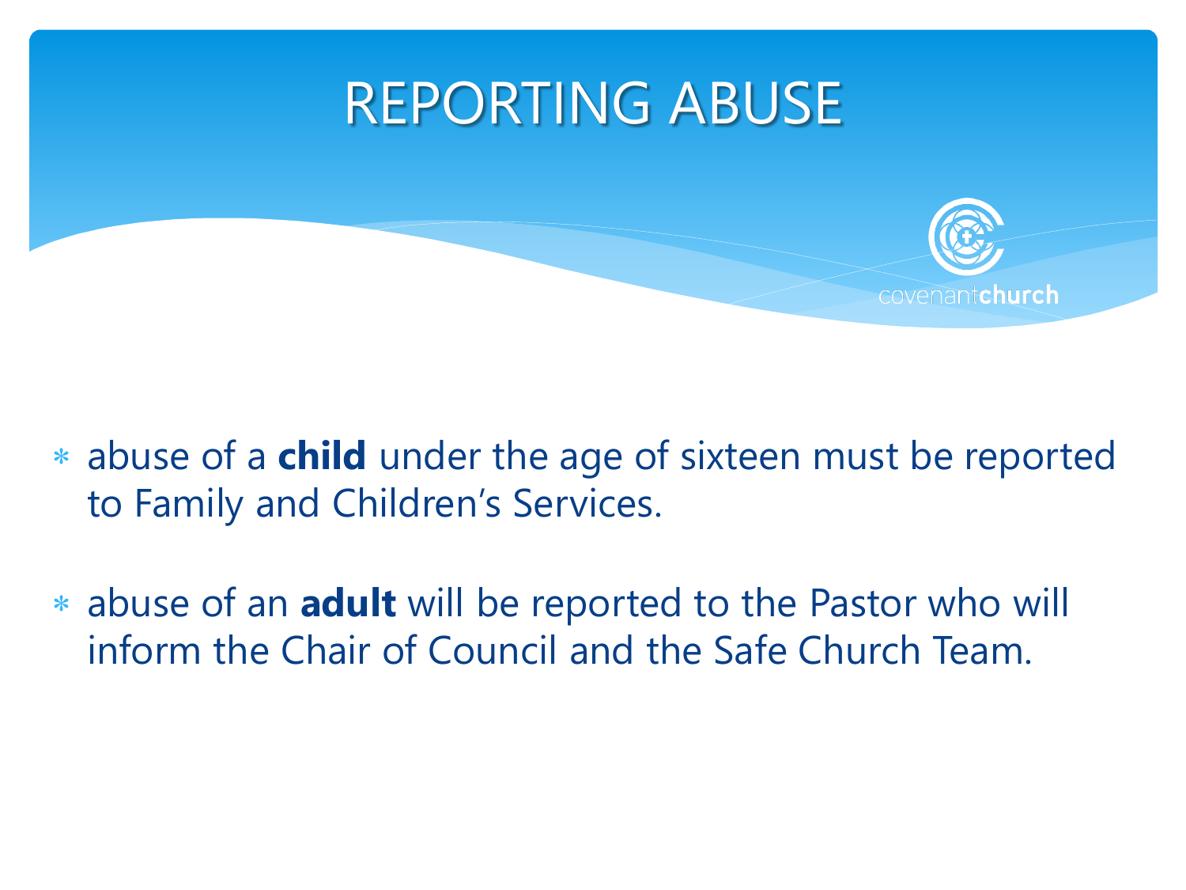# REPORTING ABUSE

- abuse of a **child** under the age of sixteen must be reported to Family and Children's Services.
- abuse of an **adult** will be reported to the Pastor who will inform the Chair of Council and the Safe Church Team.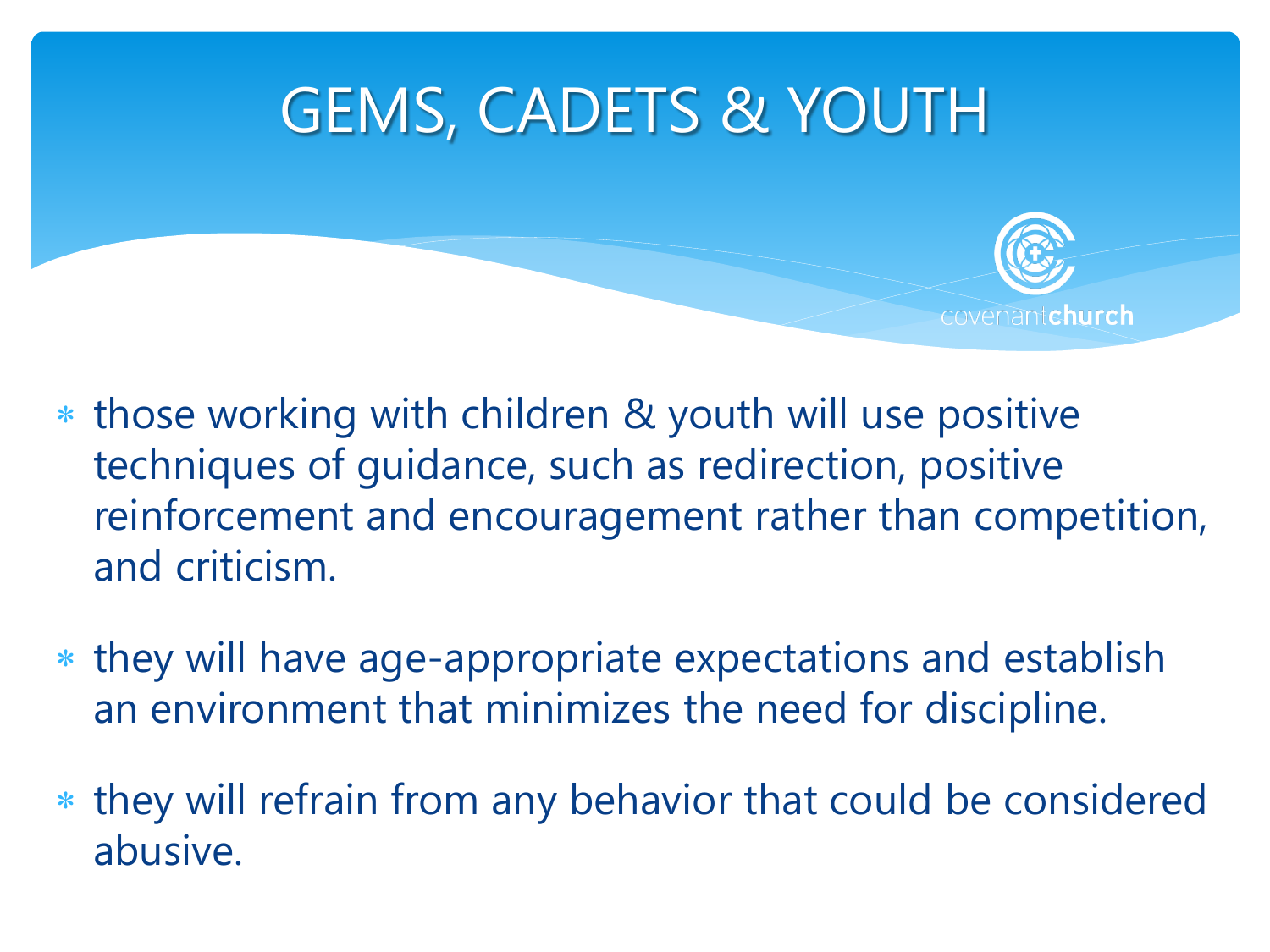# GEMS, CADETS & YOUTH

covenantchurch

* those working with children & youth will use positive techniques of guidance, such as redirection, positive reinforcement and encouragement rather than competition, and criticism.

* they will have age-appropriate expectations and establish an environment that minimizes the need for discipline.

* they will refrain from any behavior that could be considered abusive.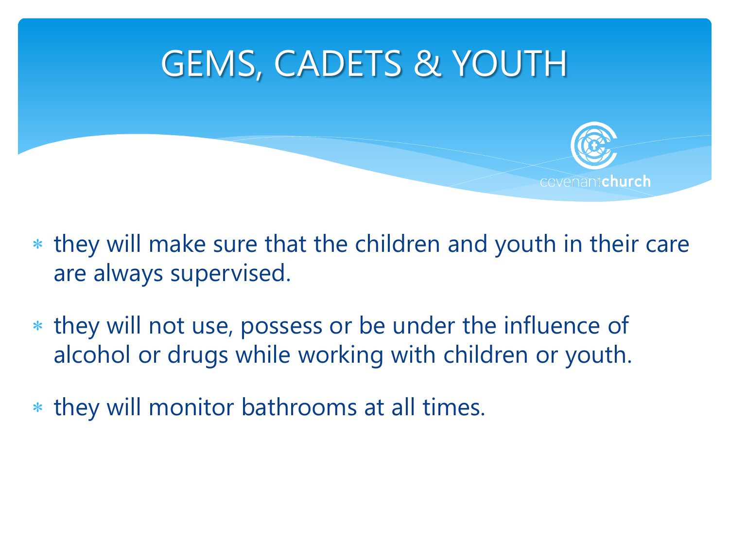# GEMS, CADETS & YOUTH

covenantchurch

- they will make sure that the children and youth in their care are always supervised.
- they will not use, possess or be under the influence of alcohol or drugs while working with children or youth.
- they will monitor bathrooms at all times.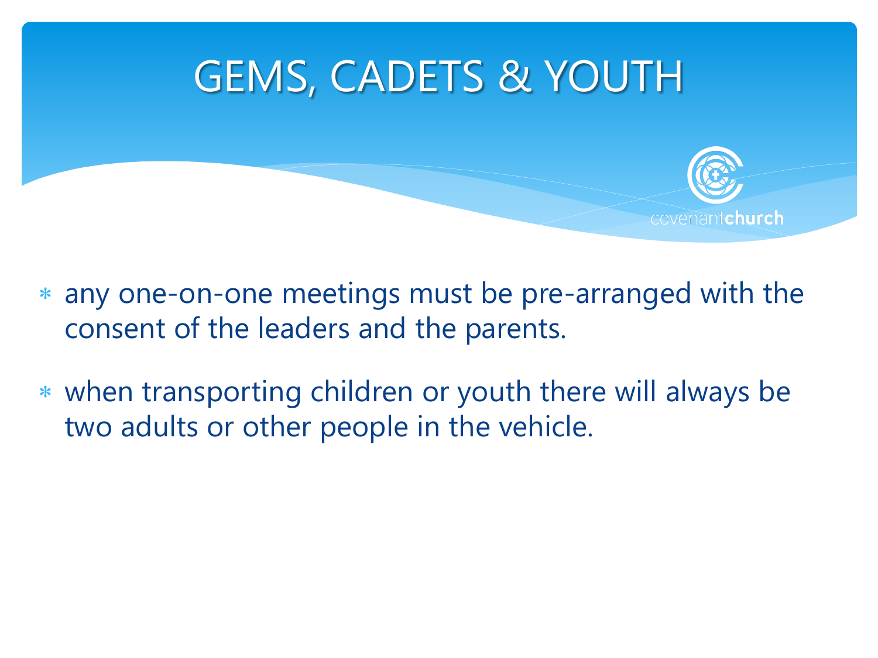# GEMS, CADETS & YOUTH

covenantchurch

- any one-on-one meetings must be pre-arranged with the consent of the leaders and the parents.
- when transporting children or youth there will always be two adults or other people in the vehicle.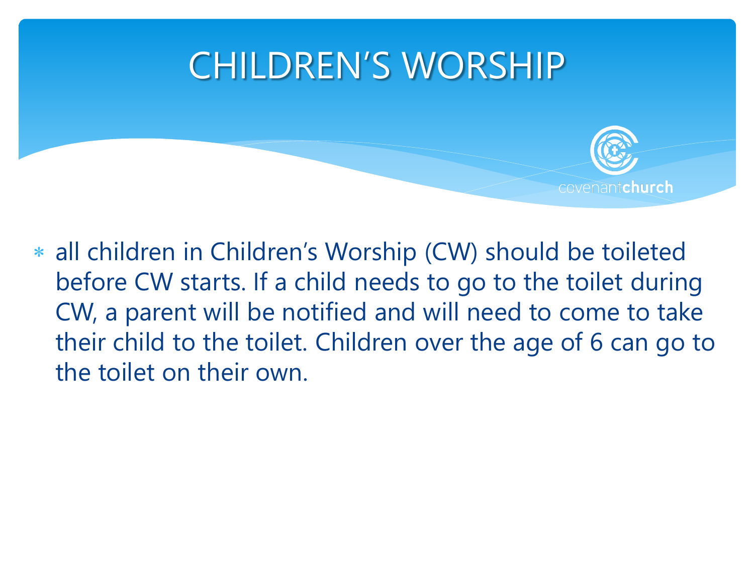# CHILDREN'S WORSHIP

- all children in Children's Worship (CW) should be toileted before CW starts. If a child needs to go to the toilet during CW, a parent will be notified and will need to come to take their child to the toilet. Children over the age of 6 can go to the toilet on their own.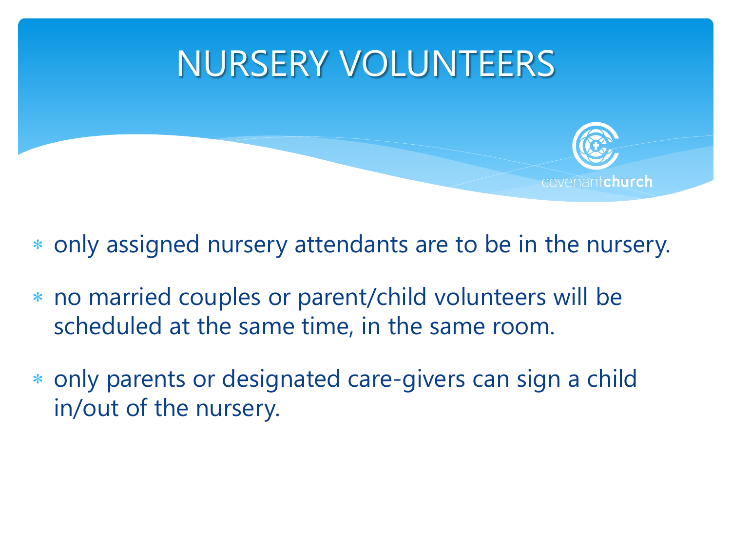# NURSERY VOLUNTEERS

covenantchurch

- only assigned nursery attendants are to be in the nursery.
- no married couples or parent/child volunteers will be scheduled at the same time, in the same room.
- only parents or designated care-givers can sign a child in/out of the nursery.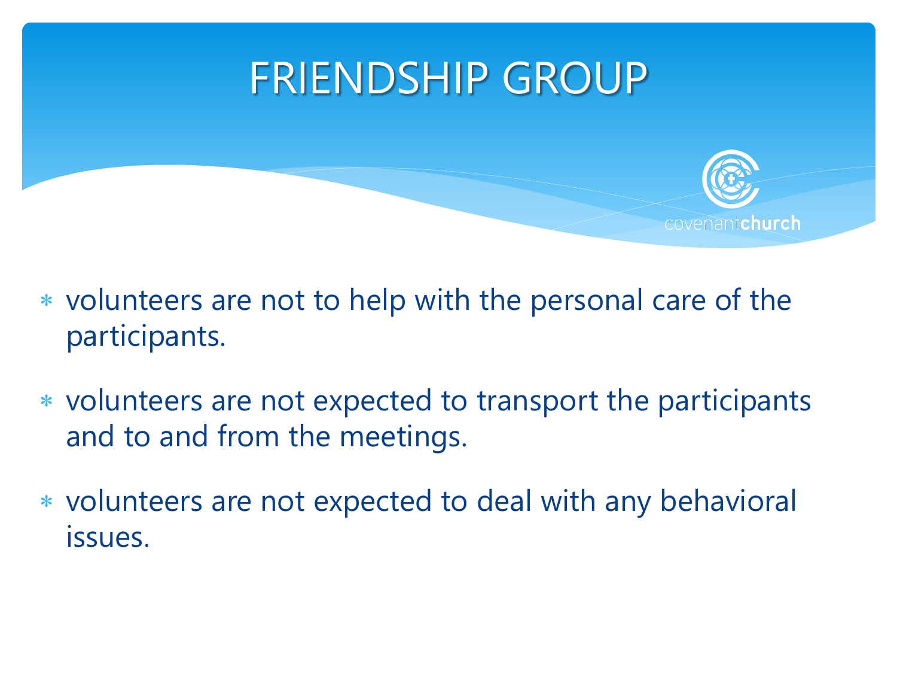# FRIENDSHIP GROUP

- volunteers are not to help with the personal care of the participants.
- volunteers are not expected to transport the participants and to and from the meetings.
- volunteers are not expected to deal with any behavioral issues.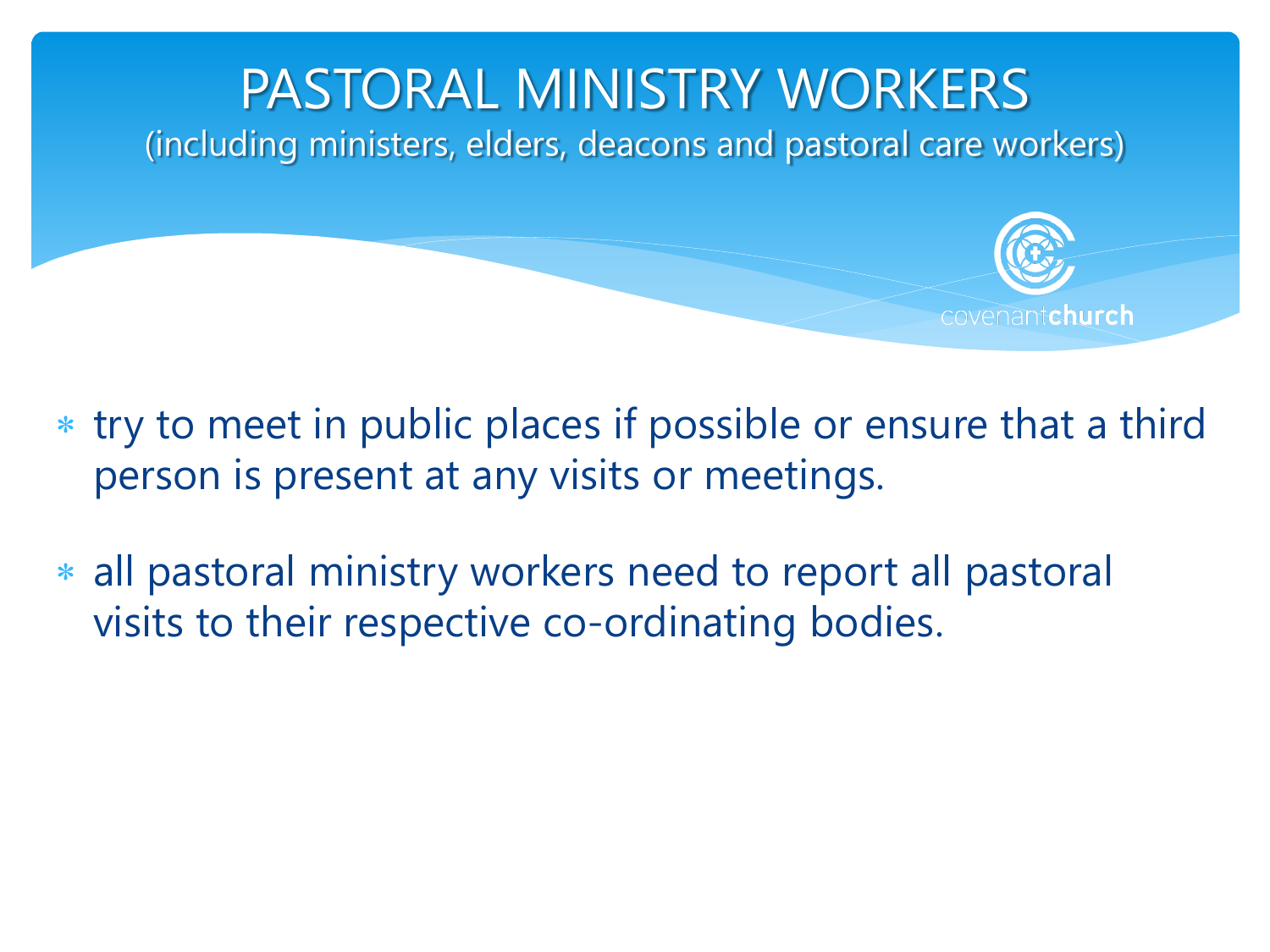# PASTORAL MINISTRY WORKERS

(including ministers, elders, deacons and pastoral care workers)

covenantchurch

- try to meet in public places if possible or ensure that a third person is present at any visits or meetings.
- all pastoral ministry workers need to report all pastoral visits to their respective co-ordinating bodies.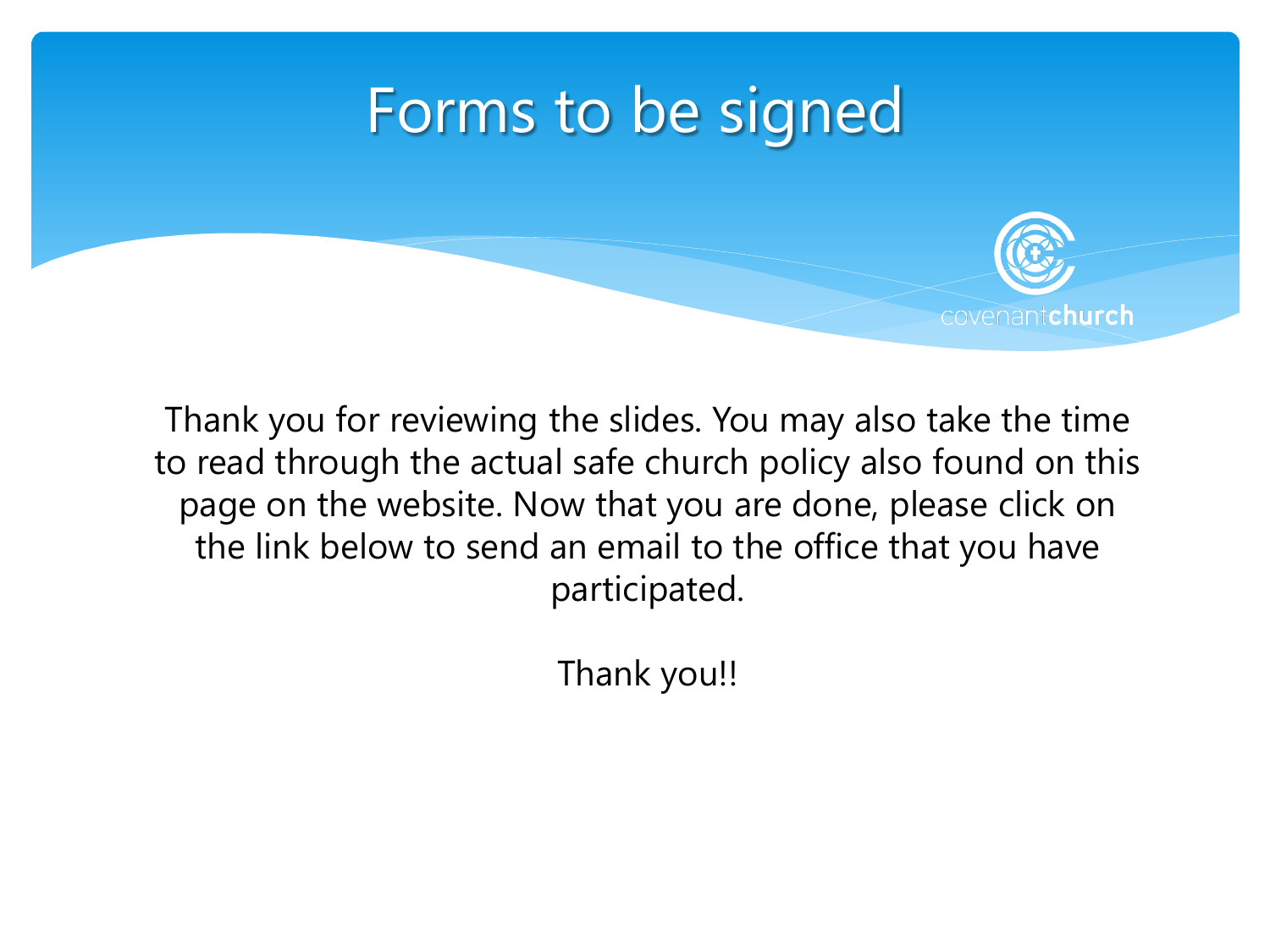# Forms to be signed

Thank you for reviewing the slides. You may also take the time to read through the actual safe church policy also found on this page on the website. Now that you are done, please click on the link below to send an email to the office that you have participated.

Thank you!!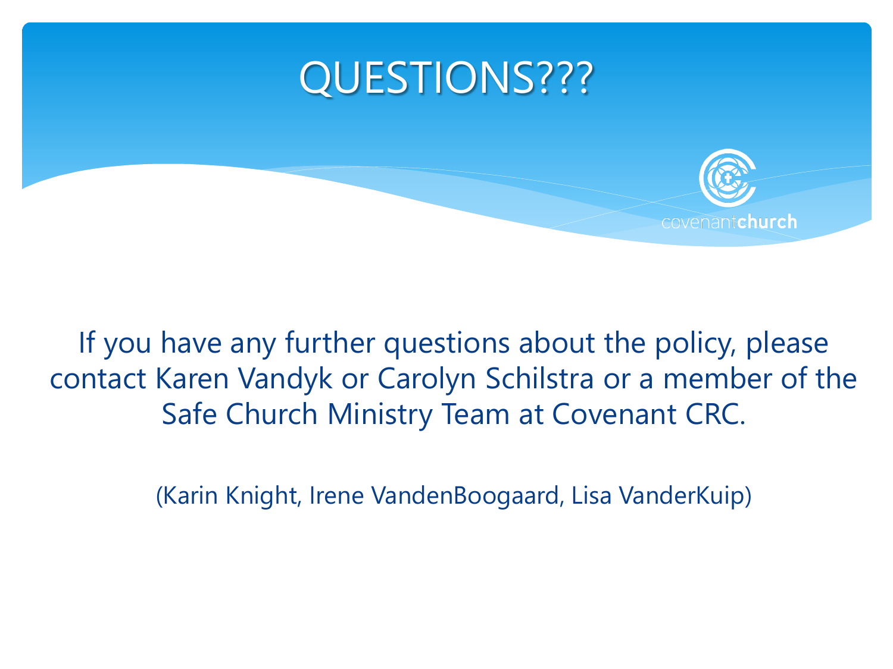# QUESTIONS???

If you have any further questions about the policy, please contact Karen Vandyk or Carolyn Schilstra or a member of the Safe Church Ministry Team at Covenant CRC.

(Karin Knight, Irene VandenBoogaard, Lisa VanderKuip)